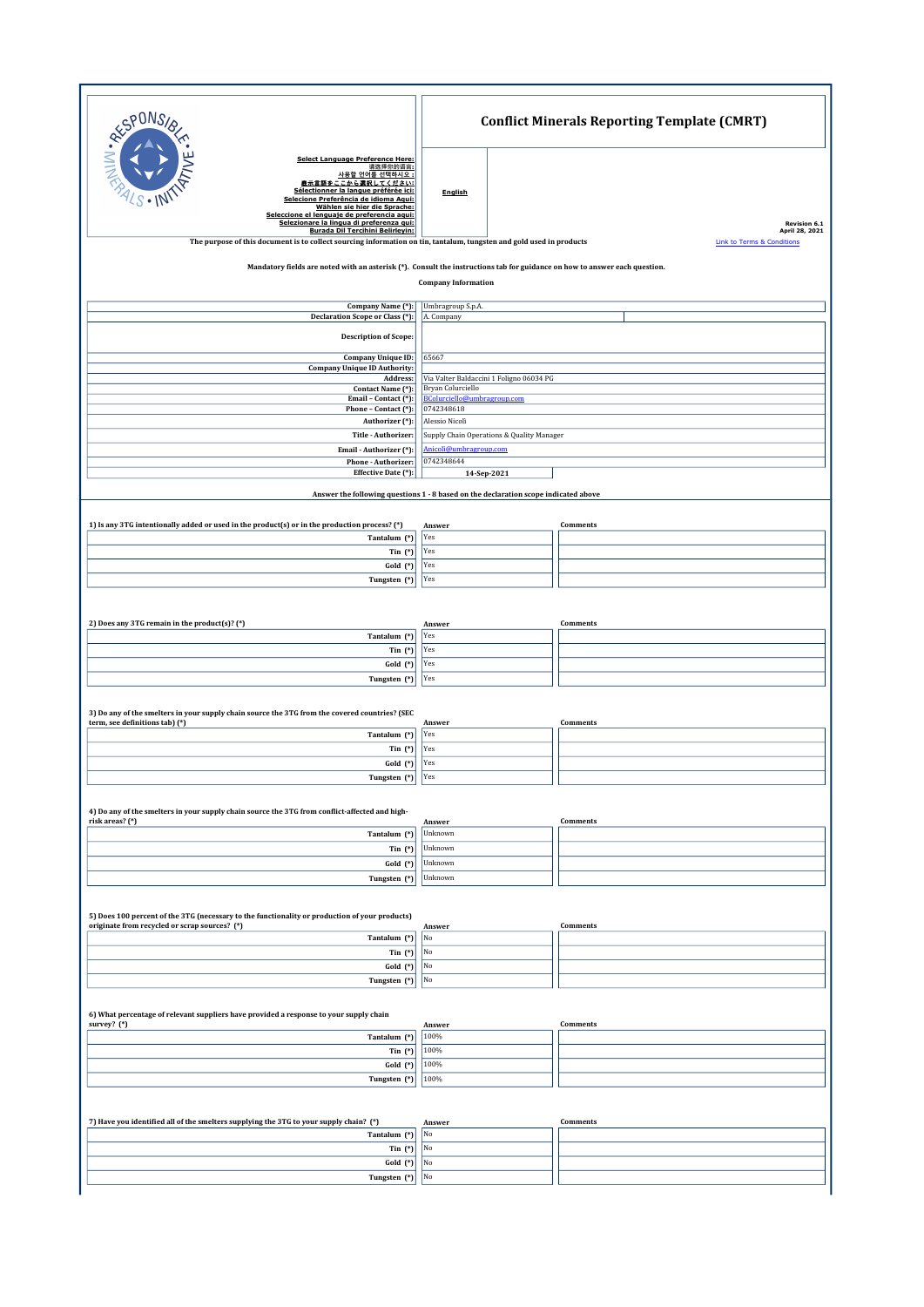# Conflict Minerals Reporting Template (CMRT)

**Select Language Preference Here:**
**请选择你的语言:**
**사용할 언어를 선택하시오 :**
**表示言語をここから選択してください:**
**Sélectionner la langue préférée ici:**
**Selecione Preferência de idioma Aqui:**
**Wählen sie hier die Sprache:**
**Seleccione el lenguaje de preferencia aqui:**
**Selezionare la lingua di preferenza qui:**
**Burada Dil Tercihini Belirleyin:**

**English**

**Revision 6.1**
**April 28, 2021**

**The purpose of this document is to collect sourcing information on tin, tantalum, tungsten and gold used in products**

Link to Terms & Conditions

**Mandatory fields are noted with an asterisk (*). Consult the instructions tab for guidance on how to answer each question.**

**Company Information**

| Field | Value |
|---|---|
| Company Name (*): | Umbragroup S.p.A. |
| Declaration Scope or Class (*): | A. Company |
| Description of Scope: | |
| Company Unique ID: | 65667 |
| Company Unique ID Authority: | |
| Address: | Via Valter Baldaccini 1 Foligno 06034 PG |
| Contact Name (*): | Bryan Colurciello |
| Email – Contact (*): | BColurciello@umbragroup.com |
| Phone – Contact (*): | 0742348618 |
| Authorizer (*): | Alessio Nicoli |
| Title - Authorizer: | Supply Chain Operations & Quality Manager |
| Email - Authorizer (*): | Anicoli@umbragroup.com |
| Phone - Authorizer: | 0742348644 |
| Effective Date (*): | 14-Sep-2021 |

**Answer the following questions 1 - 8 based on the declaration scope indicated above**

| 1) Is any 3TG intentionally added or used in the product(s) or in the production process? (*) | Answer | Comments |
|---|---|---|
| Tantalum (*) | Yes | |
| Tin (*) | Yes | |
| Gold (*) | Yes | |
| Tungsten (*) | Yes | |

| 2) Does any 3TG remain in the product(s)? (*) | Answer | Comments |
|---|---|---|
| Tantalum (*) | Yes | |
| Tin (*) | Yes | |
| Gold (*) | Yes | |
| Tungsten (*) | Yes | |

| 3) Do any of the smelters in your supply chain source the 3TG from the covered countries? (SEC term, see definitions tab) (*) | Answer | Comments |
|---|---|---|
| Tantalum (*) | Yes | |
| Tin (*) | Yes | |
| Gold (*) | Yes | |
| Tungsten (*) | Yes | |

| 4) Do any of the smelters in your supply chain source the 3TG from conflict-affected and high-risk areas? (*) | Answer | Comments |
|---|---|---|
| Tantalum (*) | Unknown | |
| Tin (*) | Unknown | |
| Gold (*) | Unknown | |
| Tungsten (*) | Unknown | |

| 5) Does 100 percent of the 3TG (necessary to the functionality or production of your products) originate from recycled or scrap sources? (*) | Answer | Comments |
|---|---|---|
| Tantalum (*) | No | |
| Tin (*) | No | |
| Gold (*) | No | |
| Tungsten (*) | No | |

| 6) What percentage of relevant suppliers have provided a response to your supply chain survey? (*) | Answer | Comments |
|---|---|---|
| Tantalum (*) | 100% | |
| Tin (*) | 100% | |
| Gold (*) | 100% | |
| Tungsten (*) | 100% | |

| 7) Have you identified all of the smelters supplying the 3TG to your supply chain? (*) | Answer | Comments |
|---|---|---|
| Tantalum (*) | No | |
| Tin (*) | No | |
| Gold (*) | No | |
| Tungsten (*) | No | |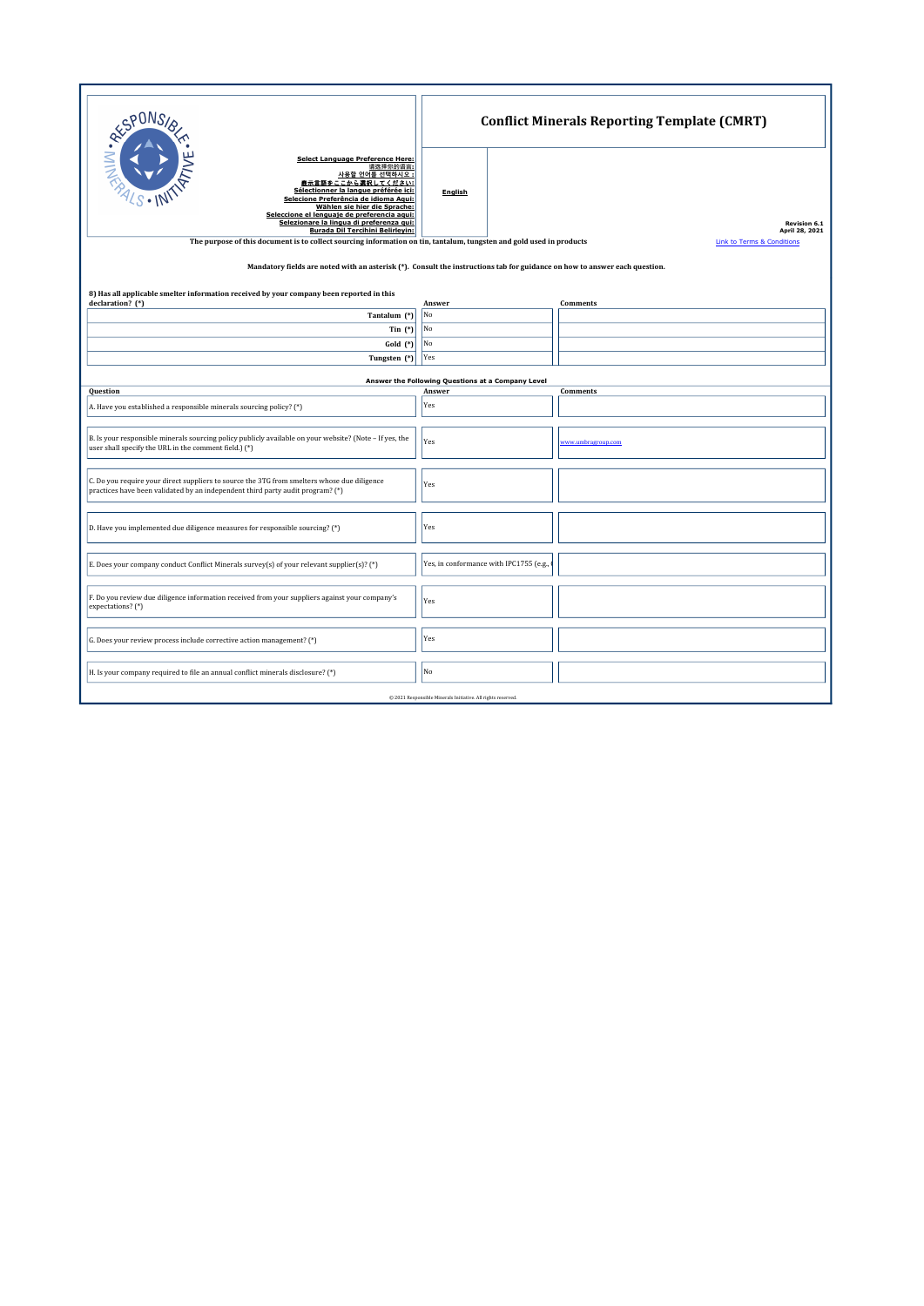Select Language Preference Here:
请选择你的语言:
사용할 언어를 선택하시오 :
表示言語をここから選択してください:
Sélectionner la langue préférée ici:
Selecione Preferência de idioma Aqui:
Wählen sie hier die Sprache:
Seleccione el lenguaje de preferencia aqui:
Selezionare la lingua di preferenza qui:
Burada Dil Tercihini Belirleyin:

English

# Conflict Minerals Reporting Template (CMRT)

Revision 6.1
April 28, 2021

The purpose of this document is to collect sourcing information on tin, tantalum, tungsten and gold used in products

Link to Terms & Conditions

Mandatory fields are noted with an asterisk (*). Consult the instructions tab for guidance on how to answer each question.

| 8) Has all applicable smelter information received by your company been reported in this declaration? (*) | Answer | Comments |
|---|---|---|
| Tantalum (*) | No | |
| Tin (*) | No | |
| Gold (*) | No | |
| Tungsten (*) | Yes | |

**Answer the Following Questions at a Company Level**

| Question | Answer | Comments |
|---|---|---|
| A. Have you established a responsible minerals sourcing policy? (*) | Yes | |
| B. Is your responsible minerals sourcing policy publicly available on your website? (Note – If yes, the user shall specify the URL in the comment field.) (*) | Yes | www.umbragroup.com |
| C. Do you require your direct suppliers to source the 3TG from smelters whose due diligence practices have been validated by an independent third party audit program? (*) | Yes | |
| D. Have you implemented due diligence measures for responsible sourcing? (*) | Yes | |
| E. Does your company conduct Conflict Minerals survey(s) of your relevant supplier(s)? (*) | Yes, in conformance with IPC1755 (e.g., | |
| F. Do you review due diligence information received from your suppliers against your company's expectations? (*) | Yes | |
| G. Does your review process include corrective action management? (*) | Yes | |
| H. Is your company required to file an annual conflict minerals disclosure? (*) | No | |

© 2021 Responsible Minerals Initiative. All rights reserved.